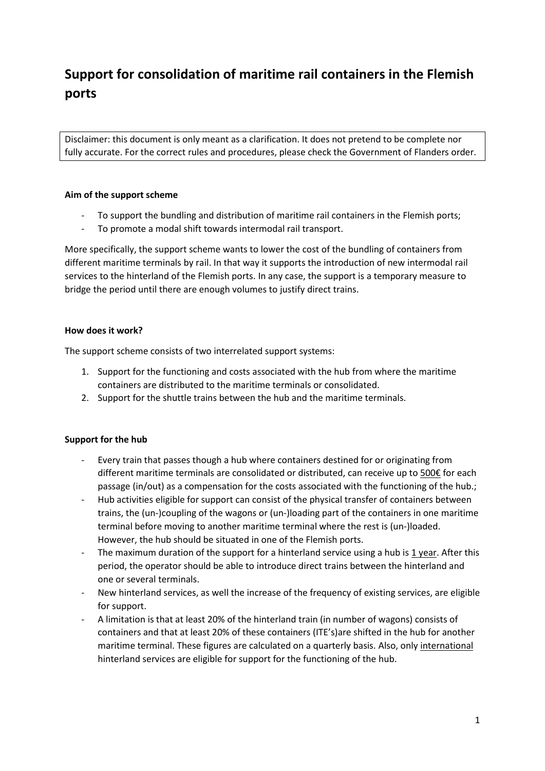# Support for consolidation of maritime rail containers in the Flemish ports

Disclaimer: this document is only meant as a clarification. It does not pretend to be complete nor fully accurate. For the correct rules and procedures, please check the Government of Flanders order.

**Aim of the support scheme**

- To support the bundling and distribution of maritime rail containers in the Flemish ports;
- To promote a modal shift towards intermodal rail transport.

More specifically, the support scheme wants to lower the cost of the bundling of containers from different maritime terminals by rail. In that way it supports the introduction of new intermodal rail services to the hinterland of the Flemish ports. In any case, the support is a temporary measure to bridge the period until there are enough volumes to justify direct trains.

**How does it work?**

The support scheme consists of two interrelated support systems:

1. Support for the functioning and costs associated with the hub from where the maritime containers are distributed to the maritime terminals or consolidated.
2. Support for the shuttle trains between the hub and the maritime terminals.

**Support for the hub**

- Every train that passes though a hub where containers destined for or originating from different maritime terminals are consolidated or distributed, can receive up to <u>500€</u> for each passage (in/out) as a compensation for the costs associated with the functioning of the hub.;
- Hub activities eligible for support can consist of the physical transfer of containers between trains, the (un-)coupling of the wagons or (un-)loading part of the containers in one maritime terminal before moving to another maritime terminal where the rest is (un-)loaded. However, the hub should be situated in one of the Flemish ports.
- The maximum duration of the support for a hinterland service using a hub is <u>1 year</u>. After this period, the operator should be able to introduce direct trains between the hinterland and one or several terminals.
- New hinterland services, as well the increase of the frequency of existing services, are eligible for support.
- A limitation is that at least 20% of the hinterland train (in number of wagons) consists of containers and that at least 20% of these containers (ITE's)are shifted in the hub for another maritime terminal. These figures are calculated on a quarterly basis. Also, only <u>international</u> hinterland services are eligible for support for the functioning of the hub.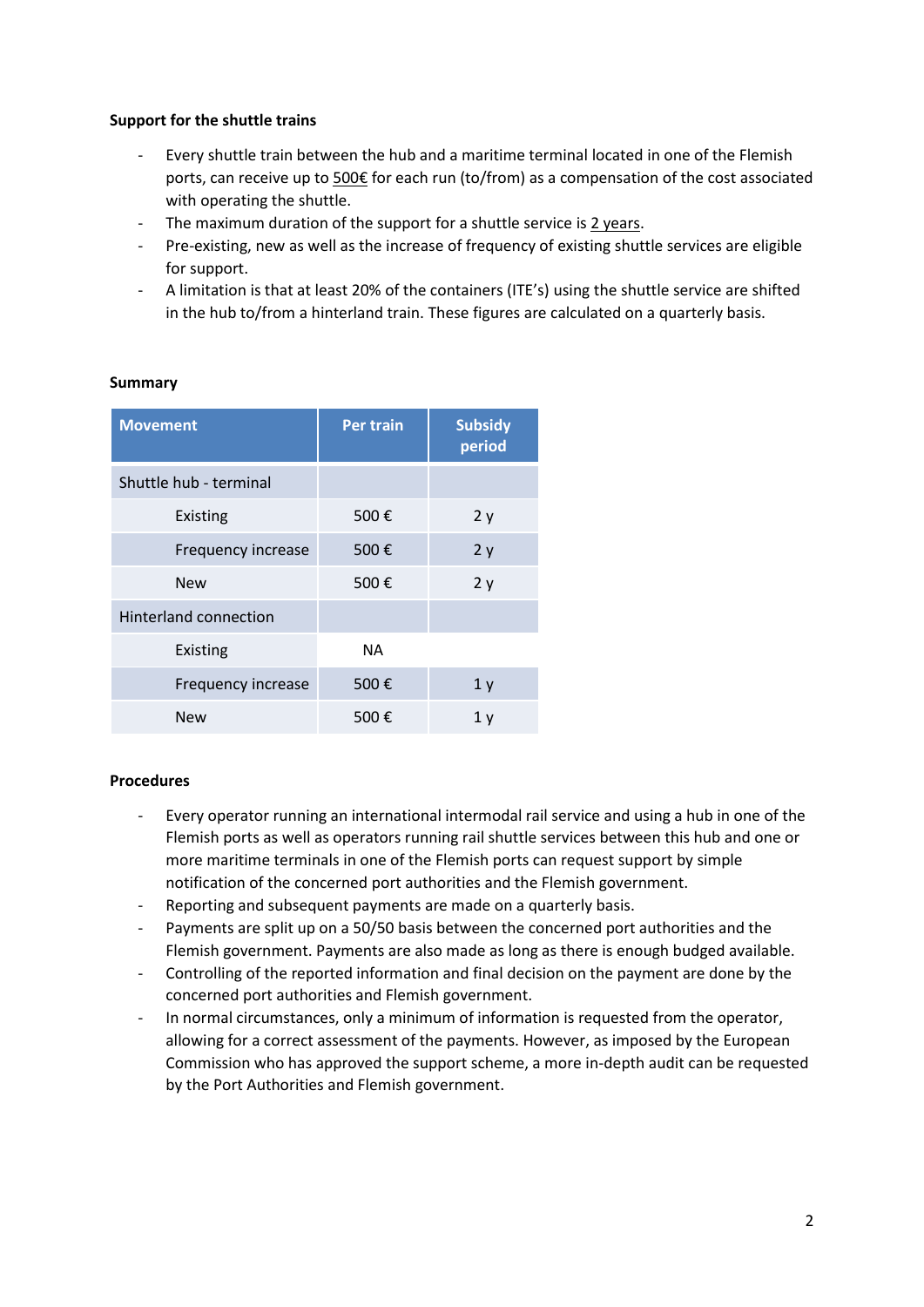**Support for the shuttle trains**

- Every shuttle train between the hub and a maritime terminal located in one of the Flemish ports, can receive up to 500€ for each run (to/from) as a compensation of the cost associated with operating the shuttle.
- The maximum duration of the support for a shuttle service is 2 years.
- Pre-existing, new as well as the increase of frequency of existing shuttle services are eligible for support.
- A limitation is that at least 20% of the containers (ITE's) using the shuttle service are shifted in the hub to/from a hinterland train. These figures are calculated on a quarterly basis.

**Summary**

| Movement | Per train | Subsidy period |
|---|---|---|
| Shuttle hub - terminal | | |
| Existing | 500 € | 2 y |
| Frequency increase | 500 € | 2 y |
| New | 500 € | 2 y |
| Hinterland connection | | |
| Existing | NA | |
| Frequency increase | 500 € | 1 y |
| New | 500 € | 1 y |

**Procedures**

- Every operator running an international intermodal rail service and using a hub in one of the Flemish ports as well as operators running rail shuttle services between this hub and one or more maritime terminals in one of the Flemish ports can request support by simple notification of the concerned port authorities and the Flemish government.
- Reporting and subsequent payments are made on a quarterly basis.
- Payments are split up on a 50/50 basis between the concerned port authorities and the Flemish government. Payments are also made as long as there is enough budged available.
- Controlling of the reported information and final decision on the payment are done by the concerned port authorities and Flemish government.
- In normal circumstances, only a minimum of information is requested from the operator, allowing for a correct assessment of the payments. However, as imposed by the European Commission who has approved the support scheme, a more in-depth audit can be requested by the Port Authorities and Flemish government.